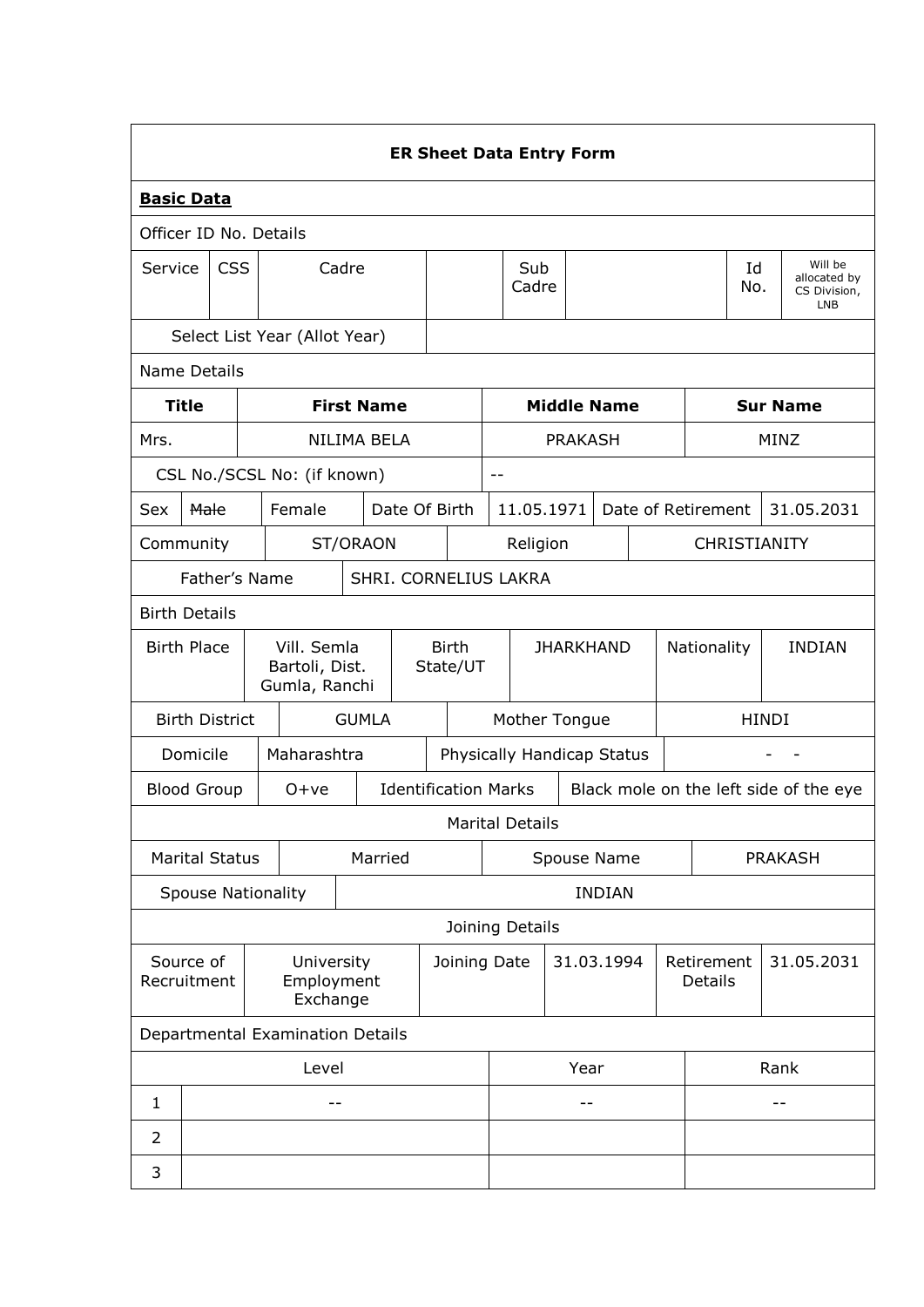## ER Sheet Data Entry Form

**Basic Data**

Officer ID No. Details

| Service | CSS | Cadre | | Sub Cadre | | Id No. | Will be allocated by CS Division, LNB |
|---|---|---|---|---|---|---|---|
| Select List Year (Allot Year) | | | | | | | |

Name Details

| Title | First Name | Middle Name | Sur Name |
|---|---|---|---|
| Mrs. | NILIMA BELA | PRAKASH | MINZ |
| CSL No./SCSL No: (if known) | -- | | |

| Sex | ~~Male~~ | Female | Date Of Birth | 11.05.1971 | Date of Retirement | 31.05.2031 |
|---|---|---|---|---|---|---|
| Community | ST/ORAON | | Religion | | CHRISTIANITY | |
| Father's Name | SHRI. CORNELIUS LAKRA | | | | | |

Birth Details

| Birth Place | Vill. Semla Bartoli, Dist. Gumla, Ranchi | Birth State/UT | JHARKHAND | Nationality | INDIAN |
|---|---|---|---|---|---|
| Birth District | GUMLA | Mother Tongue | | HINDI | |
| Domicile | Maharashtra | Physically Handicap Status | | - - | |
| Blood Group | O+ve | Identification Marks | | Black mole on the left side of the eye | |

Marital Details

| Marital Status | Married | Spouse Name | PRAKASH |
|---|---|---|---|
| Spouse Nationality | INDIAN | | |

Joining Details

| Source of Recruitment | University Employment Exchange | Joining Date | 31.03.1994 | Retirement Details | 31.05.2031 |
|---|---|---|---|---|---|

Departmental Examination Details

| | Level | Year | Rank |
|---|---|---|---|
| 1 | -- | -- | -- |
| 2 | | | |
| 3 | | | |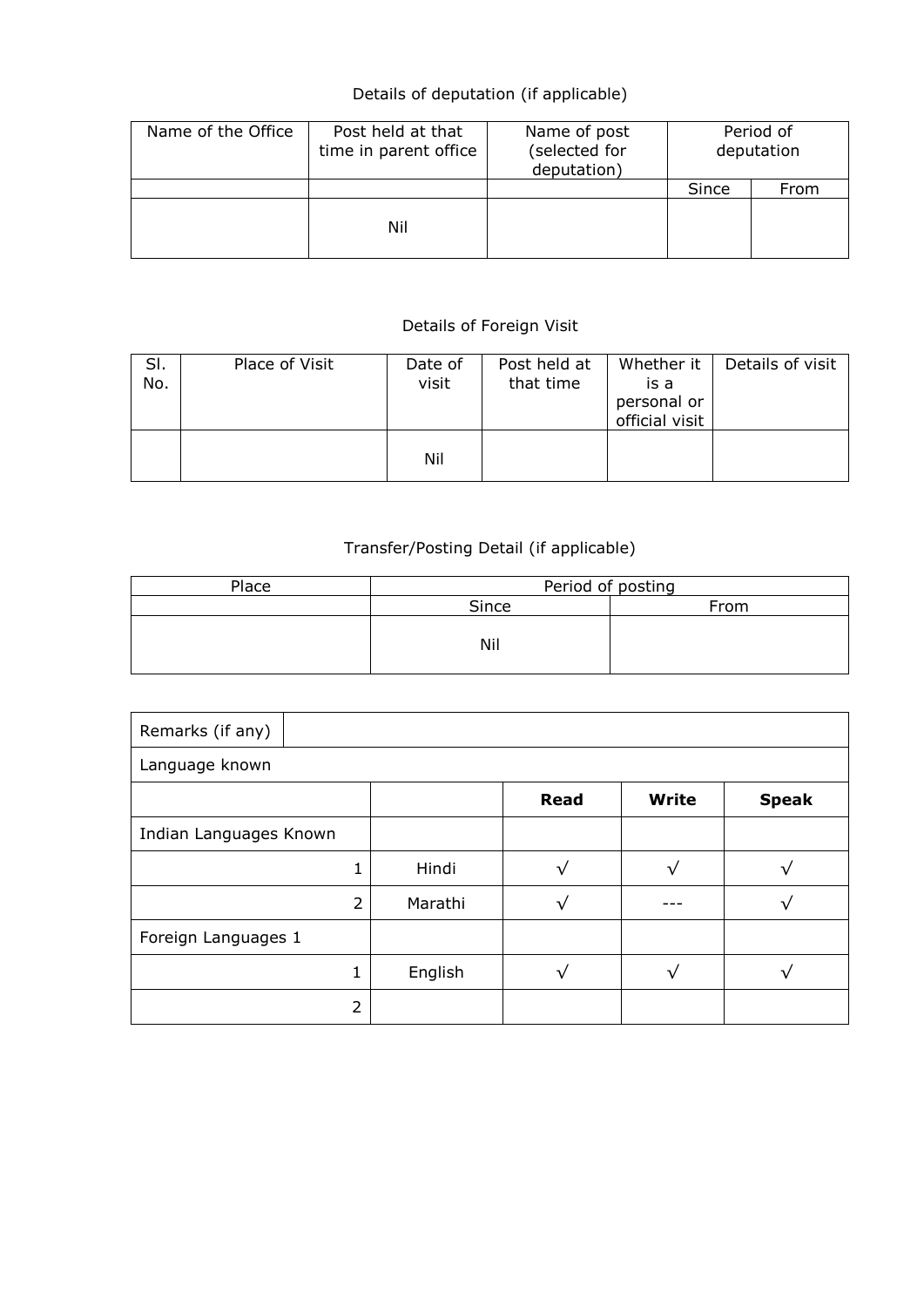Details of deputation (if applicable)

| Name of the Office | Post held at that time in parent office | Name of post (selected for deputation) | Period of deputation | |
|---|---|---|---|---|
| | | | Since | From |
| | Nil | | | |

Details of Foreign Visit

| Sl. No. | Place of Visit | Date of visit | Post held at that time | Whether it is a personal or official visit | Details of visit |
|---|---|---|---|---|---|
| | | Nil | | | |

Transfer/Posting Detail (if applicable)

| Place | Period of posting | |
|---|---|---|
| | Since | From |
| | Nil | |

| Remarks (if any) | | | | |
|---|---|---|---|---|
| Language known | | | | |
| | | **Read** | **Write** | **Speak** |
| Indian Languages Known | | | | |
| 1 | Hindi | √ | √ | √ |
| 2 | Marathi | √ | --- | √ |
| Foreign Languages 1 | | | | |
| 1 | English | √ | √ | √ |
| 2 | | | | |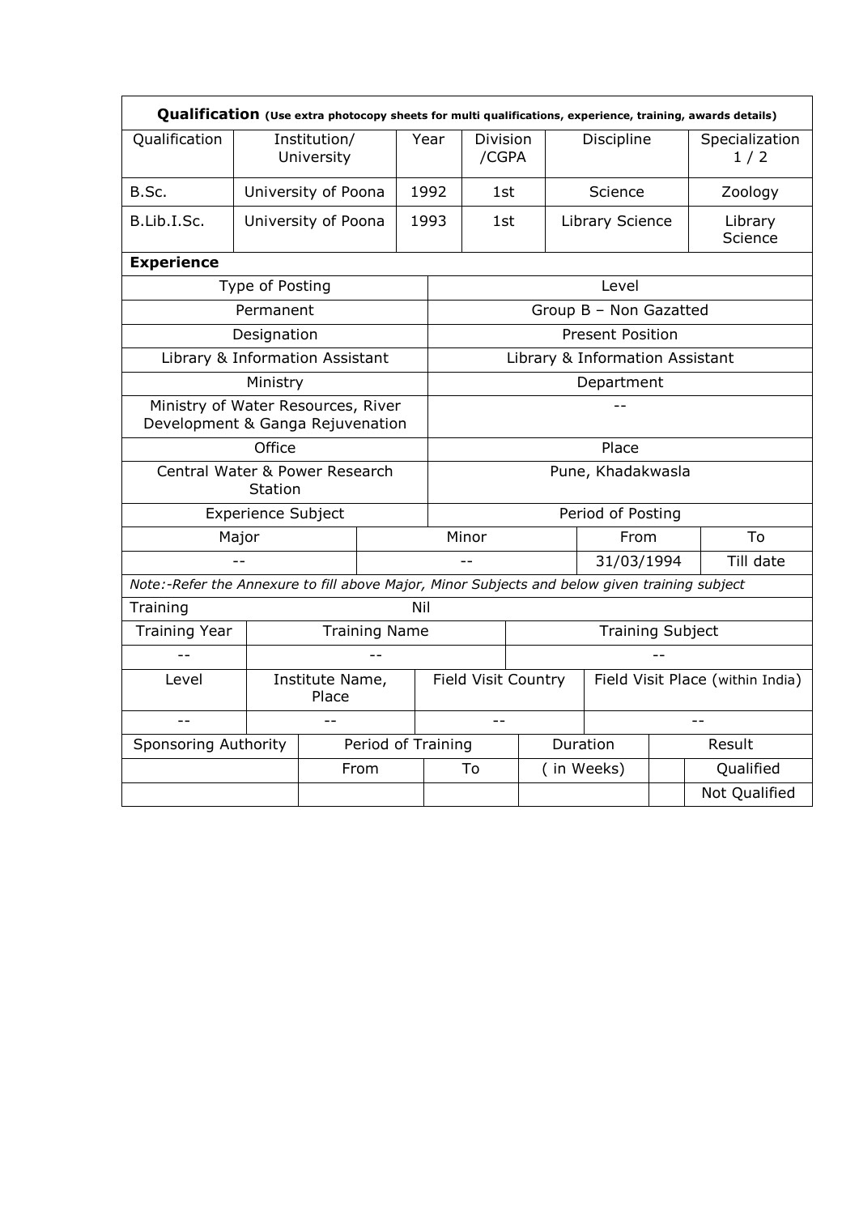**Qualification** **(Use extra photocopy sheets for multi qualifications, experience, training, awards details)**

| Qualification | Institution/ University | Year | Division /CGPA | Discipline | Specialization 1 / 2 |
|---|---|---|---|---|---|
| B.Sc. | University of Poona | 1992 | 1st | Science | Zoology |
| B.Lib.I.Sc. | University of Poona | 1993 | 1st | Library Science | Library Science |

**Experience**

| Type of Posting | | Level | |
|---|---|---|---|
| Permanent | | Group B – Non Gazatted | |
| Designation | | Present Position | |
| Library & Information Assistant | | Library & Information Assistant | |
| Ministry | | Department | |
| Ministry of Water Resources, River Development & Ganga Rejuvenation | | -- | |
| Office | | Place | |
| Central Water & Power Research Station | | Pune, Khadakwasla | |
| Experience Subject | | Period of Posting | |
| Major | Minor | From | To |
| -- | -- | 31/03/1994 | Till date |

*Note:-Refer the Annexure to fill above Major, Minor Subjects and below given training subject*

Training: Nil

| Training Year | Training Name | Training Subject |
|---|---|---|
| -- | -- | -- |

| Level | Institute Name, Place | Field Visit Country | Field Visit Place (within India) |
|---|---|---|---|
| -- | -- | -- | -- |

| Sponsoring Authority | Period of Training | | Duration | Result | |
|---|---|---|---|---|---|
| | From | To | ( in Weeks) | | Qualified |
| | | | | | Not Qualified |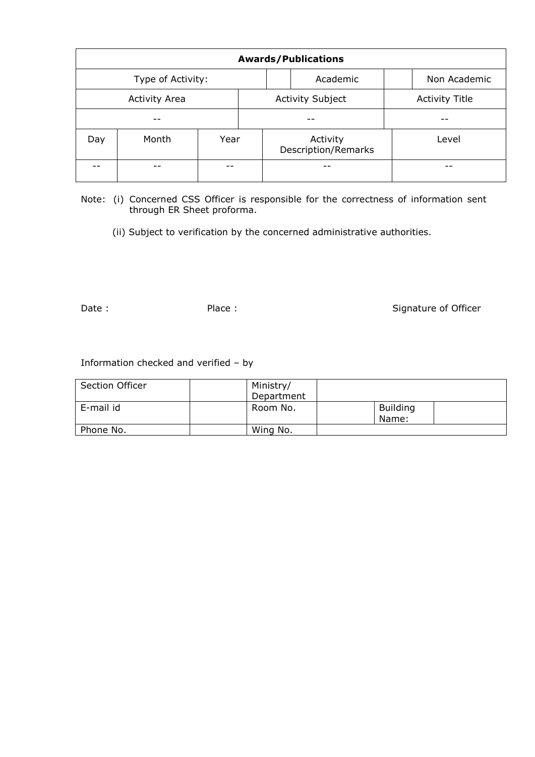| Awards/Publications | | | | | | |
|---|---|---|---|---|---|---|
| Type of Activity: | | | | Academic | | Non Academic |
| Activity Area | | | Activity Subject | | Activity Title | |
| -- | | | -- | | -- | |
| Day | Month | Year | Activity Description/Remarks | | Level | |
| -- | -- | -- | -- | | -- | |

Note: (i) Concerned CSS Officer is responsible for the correctness of information sent through ER Sheet proforma.

(ii) Subject to verification by the concerned administrative authorities.

Date : Place : Signature of Officer

Information checked and verified – by

| | | | | | |
|---|---|---|---|---|---|
| Section Officer | | Ministry/ Department | | | |
| E-mail id | | Room No. | | Building Name: | |
| Phone No. | | Wing No. | | | |